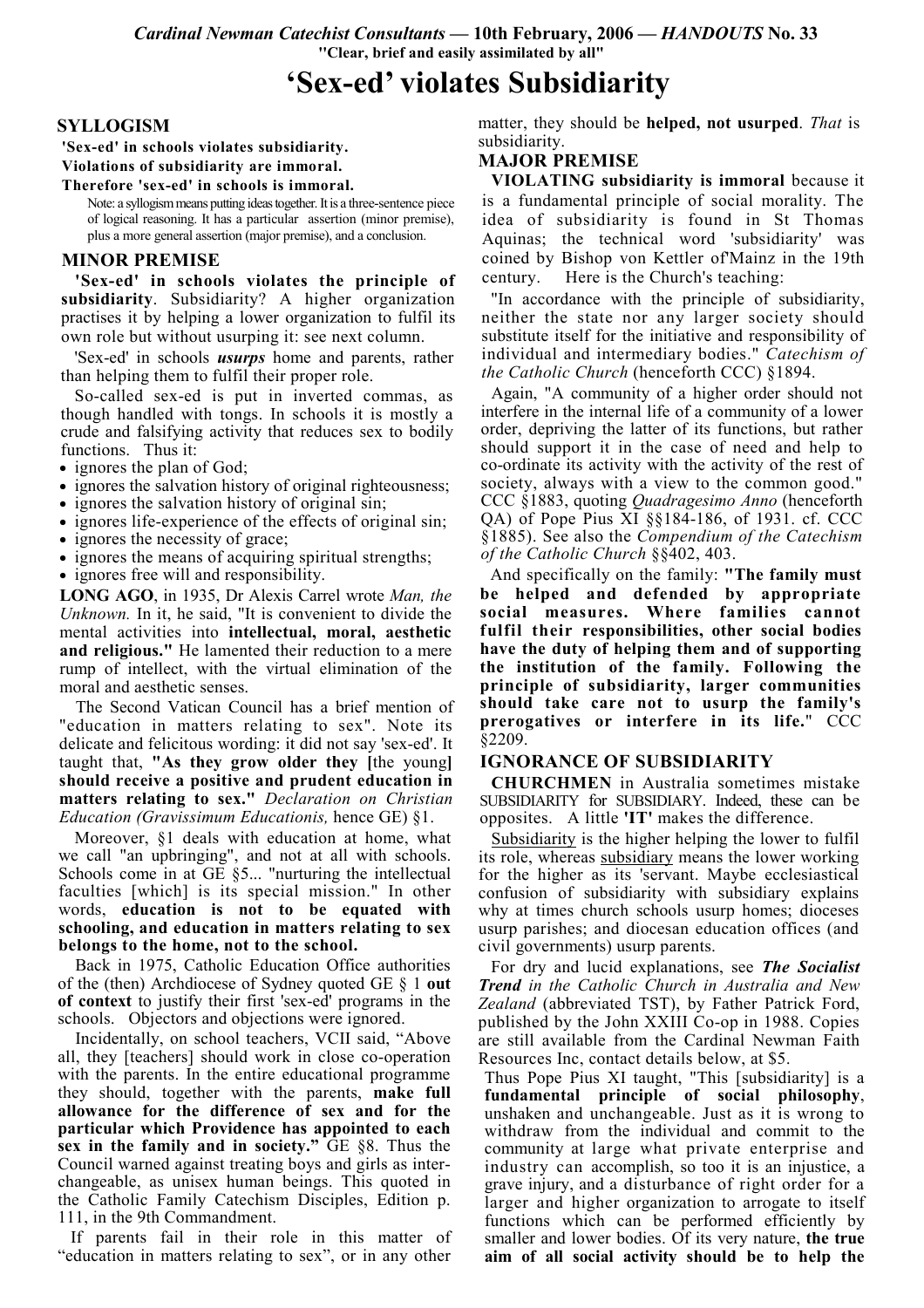*Cardinal Newman Catechist Consultants* — **10th February, 2006** — ***HANDOUTS*** **No. 33**

**"Clear, brief and easily assimilated by all"**

# 'Sex-ed' violates Subsidiarity

## SYLLOGISM

**'Sex-ed' in schools violates subsidiarity.**
**Violations of subsidiarity are immoral.**
**Therefore 'sex-ed' in schools is immoral.**

Note: a syllogism means putting ideas together. It is a three-sentence piece of logical reasoning. It has a particular assertion (minor premise), plus a more general assertion (major premise), and a conclusion.

## MINOR PREMISE

**'Sex-ed' in schools violates the principle of subsidiarity**. Subsidiarity? A higher organization practises it by helping a lower organization to fulfil its own role but without usurping it: see next column.

'Sex-ed' in schools ***usurps*** home and parents, rather than helping them to fulfil their proper role.

So-called sex-ed is put in inverted commas, as though handled with tongs. In schools it is mostly a crude and falsifying activity that reduces sex to bodily functions. Thus it:

- ignores the plan of God;
- ignores the salvation history of original righteousness;
- ignores the salvation history of original sin;
- ignores life-experience of the effects of original sin;
- ignores the necessity of grace;
- ignores the means of acquiring spiritual strengths;
- ignores free will and responsibility.

**LONG AGO**, in 1935, Dr Alexis Carrel wrote *Man, the Unknown.* In it, he said, "It is convenient to divide the mental activities into **intellectual, moral, aesthetic and religious."** He lamented their reduction to a mere rump of intellect, with the virtual elimination of the moral and aesthetic senses.

The Second Vatican Council has a brief mention of "education in matters relating to sex". Note its delicate and felicitous wording: it did not say 'sex-ed'. It taught that, **"As they grow older they [**the young**] should receive a positive and prudent education in matters relating to sex."** *Declaration on Christian Education (Gravissimum Educationis,* hence GE) §1.

Moreover, §1 deals with education at home, what we call "an upbringing", and not at all with schools. Schools come in at GE §5... "nurturing the intellectual faculties [which] is its special mission." In other words, **education is not to be equated with schooling, and education in matters relating to sex belongs to the home, not to the school.**

Back in 1975, Catholic Education Office authorities of the (then) Archdiocese of Sydney quoted GE § 1 **out of context** to justify their first 'sex-ed' programs in the schools. Objectors and objections were ignored.

Incidentally, on school teachers, VCII said, "Above all, they [teachers] should work in close co-operation with the parents. In the entire educational programme they should, together with the parents, **make full allowance for the difference of sex and for the particular which Providence has appointed to each sex in the family and in society."** GE §8. Thus the Council warned against treating boys and girls as inter-changeable, as unisex human beings. This quoted in the Catholic Family Catechism Disciples, Edition p. 111, in the 9th Commandment.

If parents fail in their role in this matter of "education in matters relating to sex", or in any other matter, they should be **helped, not usurped**. *That* is subsidiarity.

## MAJOR PREMISE

**VIOLATING subsidiarity is immoral** because it is a fundamental principle of social morality. The idea of subsidiarity is found in St Thomas Aquinas; the technical word 'subsidiarity' was coined by Bishop von Kettler of'Mainz in the 19th century. Here is the Church's teaching:

"In accordance with the principle of subsidiarity, neither the state nor any larger society should substitute itself for the initiative and responsibility of individual and intermediary bodies." *Catechism of the Catholic Church* (henceforth CCC) §1894.

Again, "A community of a higher order should not interfere in the internal life of a community of a lower order, depriving the latter of its functions, but rather should support it in the case of need and help to co-ordinate its activity with the activity of the rest of society, always with a view to the common good." CCC §1883, quoting *Quadragesimo Anno* (henceforth QA) of Pope Pius XI §§184-186, of 1931. cf. CCC §1885). See also the *Compendium of the Catechism of the Catholic Church* §§402, 403.

And specifically on the family: **"The family must be helped and defended by appropriate social measures. Where families cannot fulfil their responsibilities, other social bodies have the duty of helping them and of supporting the institution of the family. Following the principle of subsidiarity, larger communities should take care not to usurp the family's prerogatives or interfere in its life.**" CCC §2209.

## IGNORANCE OF SUBSIDIARITY

**CHURCHMEN** in Australia sometimes mistake SUBSIDIARITY for SUBSIDIARY. Indeed, these can be opposites. A little **'IT'** makes the difference.

Subsidiarity is the higher helping the lower to fulfil its role, whereas subsidiary means the lower working for the higher as its 'servant. Maybe ecclesiastical confusion of subsidiarity with subsidiary explains why at times church schools usurp homes; dioceses usurp parishes; and diocesan education offices (and civil governments) usurp parents.

For dry and lucid explanations, see ***The Socialist Trend*** *in the Catholic Church in Australia and New Zealand* (abbreviated TST), by Father Patrick Ford, published by the John XXIII Co-op in 1988. Copies are still available from the Cardinal Newman Faith Resources Inc, contact details below, at $5.

Thus Pope Pius XI taught, "This [subsidiarity] is a **fundamental principle of social philosophy**, unshaken and unchangeable. Just as it is wrong to withdraw from the individual and commit to the community at large what private enterprise and industry can accomplish, so too it is an injustice, a grave injury, and a disturbance of right order for a larger and higher organization to arrogate to itself functions which can be performed efficiently by smaller and lower bodies. Of its very nature, **the true aim of all social activity should be to help the**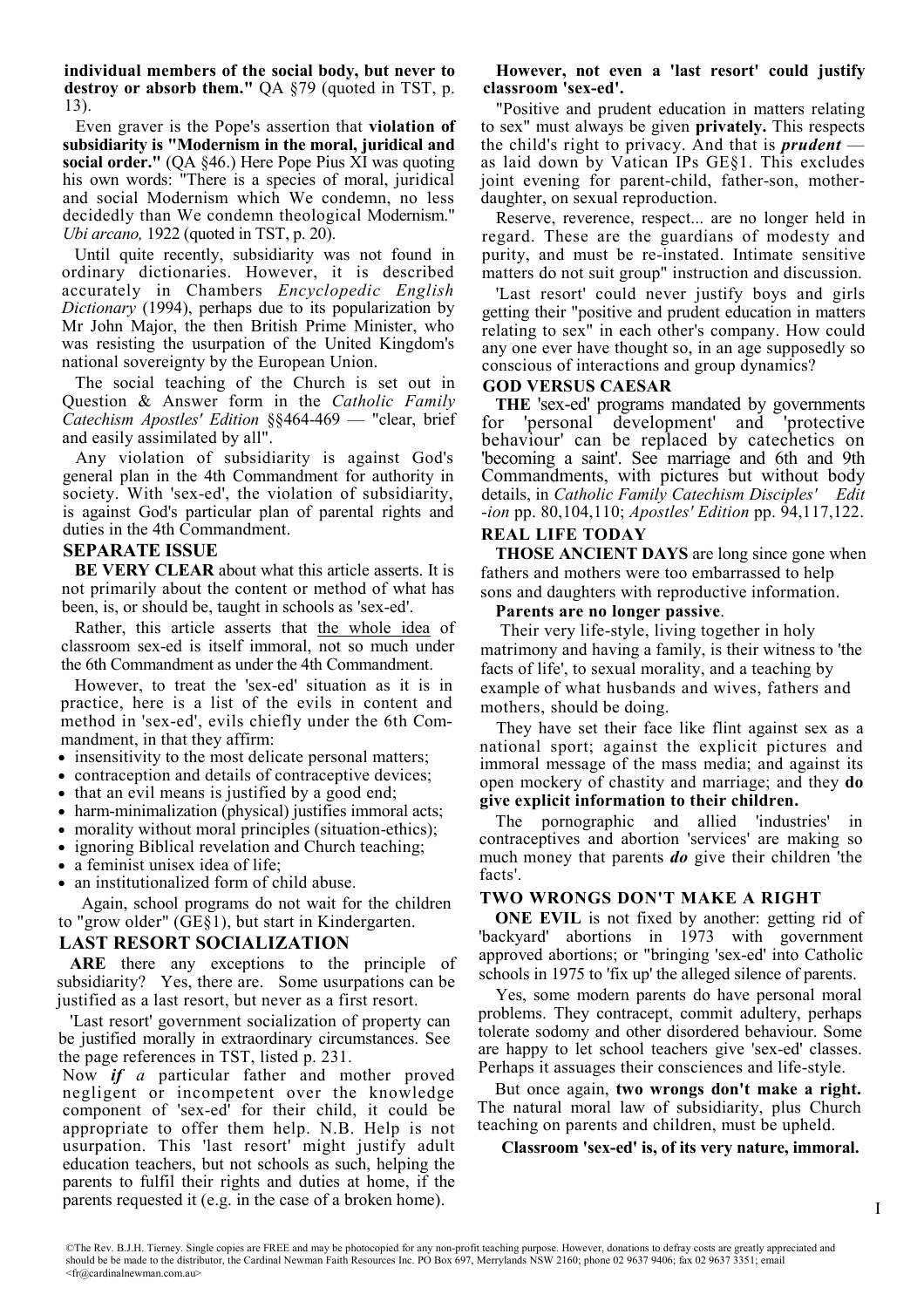**individual members of the social body, but never to destroy or absorb them."** QA §79 (quoted in TST, p. 13).

Even graver is the Pope's assertion that **violation of subsidiarity is "Modernism in the moral, juridical and social order."** (QA §46.) Here Pope Pius XI was quoting his own words: "There is a species of moral, juridical and social Modernism which We condemn, no less decidedly than We condemn theological Modernism." *Ubi arcano,* 1922 (quoted in TST, p. 20).

Until quite recently, subsidiarity was not found in ordinary dictionaries. However, it is described accurately in Chambers *Encyclopedic English Dictionary* (1994), perhaps due to its popularization by Mr John Major, the then British Prime Minister, who was resisting the usurpation of the United Kingdom's national sovereignty by the European Union.

The social teaching of the Church is set out in Question & Answer form in the *Catholic Family Catechism Apostles' Edition* §§464-469 — "clear, brief and easily assimilated by all".

Any violation of subsidiarity is against God's general plan in the 4th Commandment for authority in society. With 'sex-ed', the violation of subsidiarity, is against God's particular plan of parental rights and duties in the 4th Commandment.

## SEPARATE ISSUE

**BE VERY CLEAR** about what this article asserts. It is not primarily about the content or method of what has been, is, or should be, taught in schools as 'sex-ed'.

Rather, this article asserts that <u>the whole idea</u> of classroom sex-ed is itself immoral, not so much under the 6th Commandment as under the 4th Commandment.

However, to treat the 'sex-ed' situation as it is in practice, here is a list of the evils in content and method in 'sex-ed', evils chiefly under the 6th Commandment, in that they affirm:

- insensitivity to the most delicate personal matters;
- contraception and details of contraceptive devices;
- that an evil means is justified by a good end;
- harm-minimalization (physical) justifies immoral acts;
- morality without moral principles (situation-ethics);
- ignoring Biblical revelation and Church teaching;
- a feminist unisex idea of life;
- an institutionalized form of child abuse.

Again, school programs do not wait for the children to "grow older" (GE§1), but start in Kindergarten.

## LAST RESORT SOCIALIZATION

**ARE** there any exceptions to the principle of subsidiarity? Yes, there are. Some usurpations can be justified as a last resort, but never as a first resort.

'Last resort' government socialization of property can be justified morally in extraordinary circumstances. See the page references in TST, listed p. 231.

Now ***if*** *a* particular father and mother proved negligent or incompetent over the knowledge component of 'sex-ed' for their child, it could be appropriate to offer them help. N.B. Help is not usurpation. This 'last resort' might justify adult education teachers, but not schools as such, helping the parents to fulfil their rights and duties at home, if the parents requested it (e.g. in the case of a broken home).

**However, not even a 'last resort' could justify classroom 'sex-ed'.**

"Positive and prudent education in matters relating to sex" must always be given **privately.** This respects the child's right to privacy. And that is ***prudent*** — as laid down by Vatican IPs GE§1. This excludes joint evening for parent-child, father-son, mother-daughter, on sexual reproduction.

Reserve, reverence, respect... are no longer held in regard. These are the guardians of modesty and purity, and must be re-instated. Intimate sensitive matters do not suit group" instruction and discussion.

'Last resort' could never justify boys and girls getting their "positive and prudent education in matters relating to sex" in each other's company. How could any one ever have thought so, in an age supposedly so conscious of interactions and group dynamics?

## GOD VERSUS CAESAR

**THE** 'sex-ed' programs mandated by governments for 'personal development' and 'protective behaviour' can be replaced by catechetics on 'becoming a saint'. See marriage and 6th and 9th Commandments, with pictures but without body details, in *Catholic Family Catechism Disciples' Edit -ion* pp. 80,104,110; *Apostles' Edition* pp. 94,117,122.

## REAL LIFE TODAY

**THOSE ANCIENT DAYS** are long since gone when fathers and mothers were too embarrassed to help sons and daughters with reproductive information.

**Parents are no longer passive**.

Their very life-style, living together in holy matrimony and having a family, is their witness to 'the facts of life', to sexual morality, and a teaching by example of what husbands and wives, fathers and mothers, should be doing.

They have set their face like flint against sex as a national sport; against the explicit pictures and immoral message of the mass media; and against its open mockery of chastity and marriage; and they **do give explicit information to their children.**

The pornographic and allied 'industries' in contraceptives and abortion 'services' are making so much money that parents ***do*** give their children 'the facts'.

## TWO WRONGS DON'T MAKE A RIGHT

**ONE EVIL** is not fixed by another: getting rid of 'backyard' abortions in 1973 with government approved abortions; or "bringing 'sex-ed' into Catholic schools in 1975 to 'fix up' the alleged silence of parents.

Yes, some modern parents do have personal moral problems. They contracept, commit adultery, perhaps tolerate sodomy and other disordered behaviour. Some are happy to let school teachers give 'sex-ed' classes. Perhaps it assuages their consciences and life-style.

But once again, **two wrongs don't make a right.** The natural moral law of subsidiarity, plus Church teaching on parents and children, must be upheld.

**Classroom 'sex-ed' is, of its very nature, immoral.**

©The Rev. B.J.H. Tierney. Single copies are FREE and may be photocopied for any non-profit teaching purpose. However, donations to defray costs are greatly appreciated and should be be made to the distributor, the Cardinal Newman Faith Resources Inc. PO Box 697, Merrylands NSW 2160; phone 02 9637 9406; fax 02 9637 3351; email <fr@cardinalnewman.com.au>